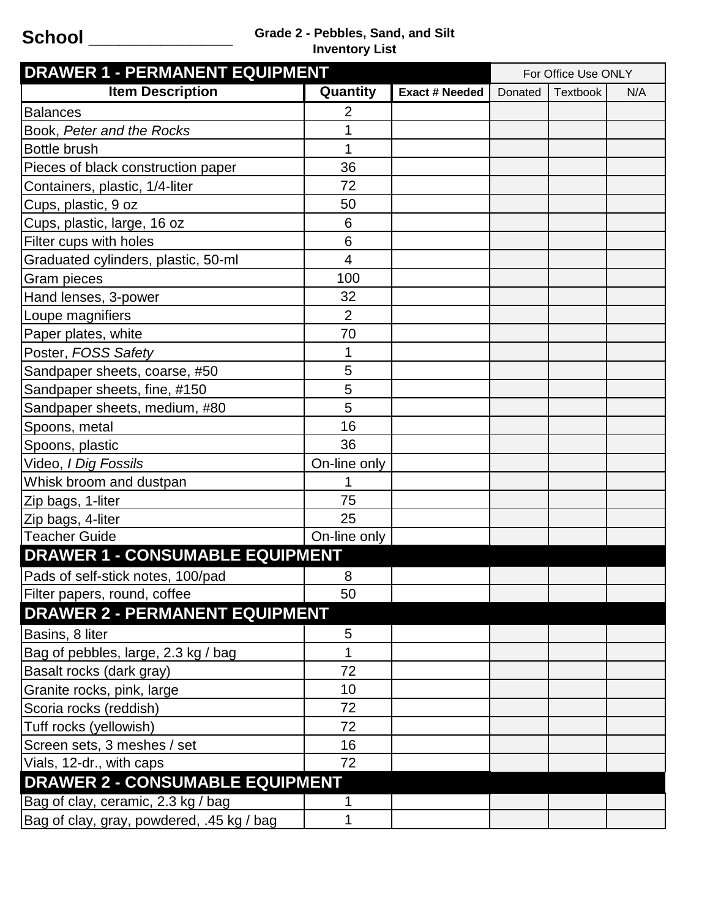School _______________

**Grade 2 - Pebbles, Sand, and Silt**
**Inventory List**

| DRAWER 1 - PERMANENT EQUIPMENT | | | For Office Use ONLY | | |
|---|---|---|---|---|---|
| **Item Description** | **Quantity** | **Exact # Needed** | Donated | Textbook | N/A |
| Balances | 2 | | | | |
| Book, *Peter and the Rocks* | 1 | | | | |
| Bottle brush | 1 | | | | |
| Pieces of black construction paper | 36 | | | | |
| Containers, plastic, 1/4-liter | 72 | | | | |
| Cups, plastic, 9 oz | 50 | | | | |
| Cups, plastic, large, 16 oz | 6 | | | | |
| Filter cups with holes | 6 | | | | |
| Graduated cylinders, plastic, 50-ml | 4 | | | | |
| Gram pieces | 100 | | | | |
| Hand lenses, 3-power | 32 | | | | |
| Loupe magnifiers | 2 | | | | |
| Paper plates, white | 70 | | | | |
| Poster, *FOSS Safety* | 1 | | | | |
| Sandpaper sheets, coarse, #50 | 5 | | | | |
| Sandpaper sheets, fine, #150 | 5 | | | | |
| Sandpaper sheets, medium, #80 | 5 | | | | |
| Spoons, metal | 16 | | | | |
| Spoons, plastic | 36 | | | | |
| Video, *I Dig Fossils* | On-line only | | | | |
| Whisk broom and dustpan | 1 | | | | |
| Zip bags, 1-liter | 75 | | | | |
| Zip bags, 4-liter | 25 | | | | |
| Teacher Guide | On-line only | | | | |
| **DRAWER 1 - CONSUMABLE EQUIPMENT** | | | | | |
| Pads of self-stick notes, 100/pad | 8 | | | | |
| Filter papers, round, coffee | 50 | | | | |
| **DRAWER 2 - PERMANENT EQUIPMENT** | | | | | |
| Basins, 8 liter | 5 | | | | |
| Bag of pebbles, large, 2.3 kg / bag | 1 | | | | |
| Basalt rocks (dark gray) | 72 | | | | |
| Granite rocks, pink, large | 10 | | | | |
| Scoria rocks (reddish) | 72 | | | | |
| Tuff rocks (yellowish) | 72 | | | | |
| Screen sets, 3 meshes / set | 16 | | | | |
| Vials, 12-dr., with caps | 72 | | | | |
| **DRAWER 2 - CONSUMABLE EQUIPMENT** | | | | | |
| Bag of clay, ceramic, 2.3 kg / bag | 1 | | | | |
| Bag of clay, gray, powdered, .45 kg / bag | 1 | | | | |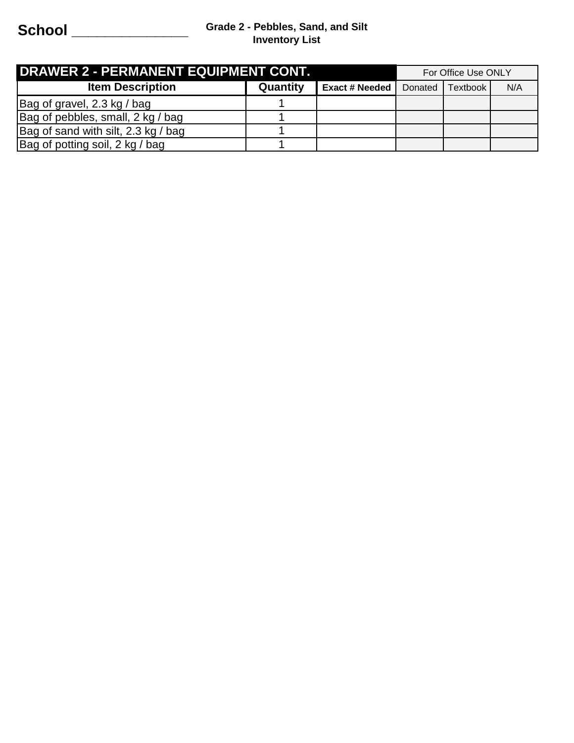School _______________

**Grade 2 - Pebbles, Sand, and Silt**
**Inventory List**

| DRAWER 2 - PERMANENT EQUIPMENT CONT. | | | For Office Use ONLY | | |
|---|---|---|---|---|---|
| **Item Description** | **Quantity** | **Exact # Needed** | Donated | Textbook | N/A |
| Bag of gravel, 2.3 kg / bag | 1 | | | | |
| Bag of pebbles, small, 2 kg / bag | 1 | | | | |
| Bag of sand with silt, 2.3 kg / bag | 1 | | | | |
| Bag of potting soil, 2 kg / bag | 1 | | | | |